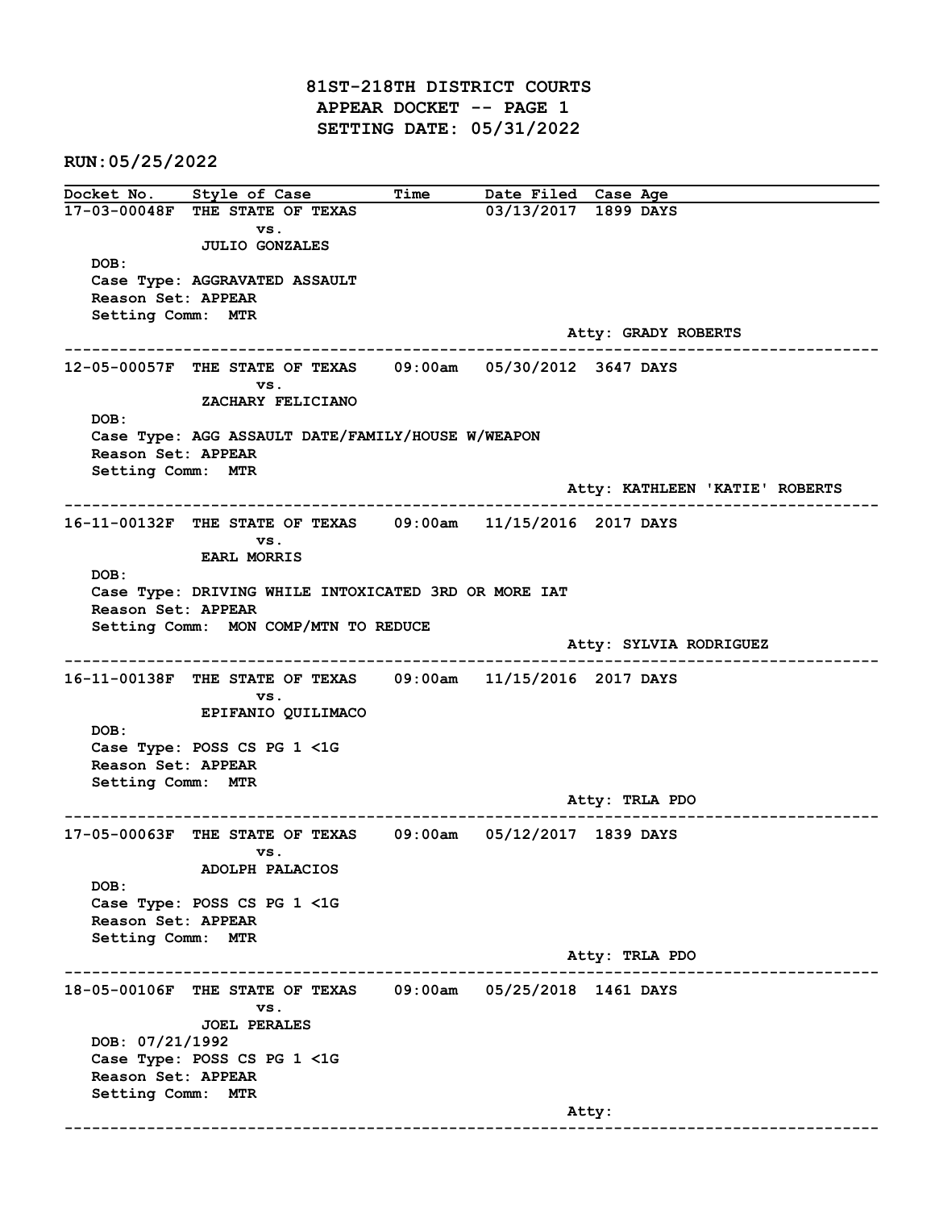# 81ST-218TH DISTRICT COURTS
## APPEAR DOCKET -- PAGE 1
## SETTING DATE: 05/31/2022

RUN:05/25/2022

| Docket No. | Style of Case | Time | Date Filed | Case Age |
|---|---|---|---|---|

---

**17-03-00048F** THE STATE OF TEXAS vs. JULIO GONZALES — Date Filed: 03/13/2017 — Case Age: 1899 DAYS

DOB:
Case Type: AGGRAVATED ASSAULT
Reason Set: APPEAR
Setting Comm: MTR
Atty: GRADY ROBERTS

---

**12-05-00057F** THE STATE OF TEXAS vs. ZACHARY FELICIANO — Time: 09:00am — Date Filed: 05/30/2012 — Case Age: 3647 DAYS

DOB:
Case Type: AGG ASSAULT DATE/FAMILY/HOUSE W/WEAPON
Reason Set: APPEAR
Setting Comm: MTR
Atty: KATHLEEN 'KATIE' ROBERTS

---

**16-11-00132F** THE STATE OF TEXAS vs. EARL MORRIS — Time: 09:00am — Date Filed: 11/15/2016 — Case Age: 2017 DAYS

DOB:
Case Type: DRIVING WHILE INTOXICATED 3RD OR MORE IAT
Reason Set: APPEAR
Setting Comm: MON COMP/MTN TO REDUCE
Atty: SYLVIA RODRIGUEZ

---

**16-11-00138F** THE STATE OF TEXAS vs. EPIFANIO QUILIMACO — Time: 09:00am — Date Filed: 11/15/2016 — Case Age: 2017 DAYS

DOB:
Case Type: POSS CS PG 1 <1G
Reason Set: APPEAR
Setting Comm: MTR
Atty: TRLA PDO

---

**17-05-00063F** THE STATE OF TEXAS vs. ADOLPH PALACIOS — Time: 09:00am — Date Filed: 05/12/2017 — Case Age: 1839 DAYS

DOB:
Case Type: POSS CS PG 1 <1G
Reason Set: APPEAR
Setting Comm: MTR
Atty: TRLA PDO

---

**18-05-00106F** THE STATE OF TEXAS vs. JOEL PERALES — Time: 09:00am — Date Filed: 05/25/2018 — Case Age: 1461 DAYS

DOB: 07/21/1992
Case Type: POSS CS PG 1 <1G
Reason Set: APPEAR
Setting Comm: MTR
Atty:

---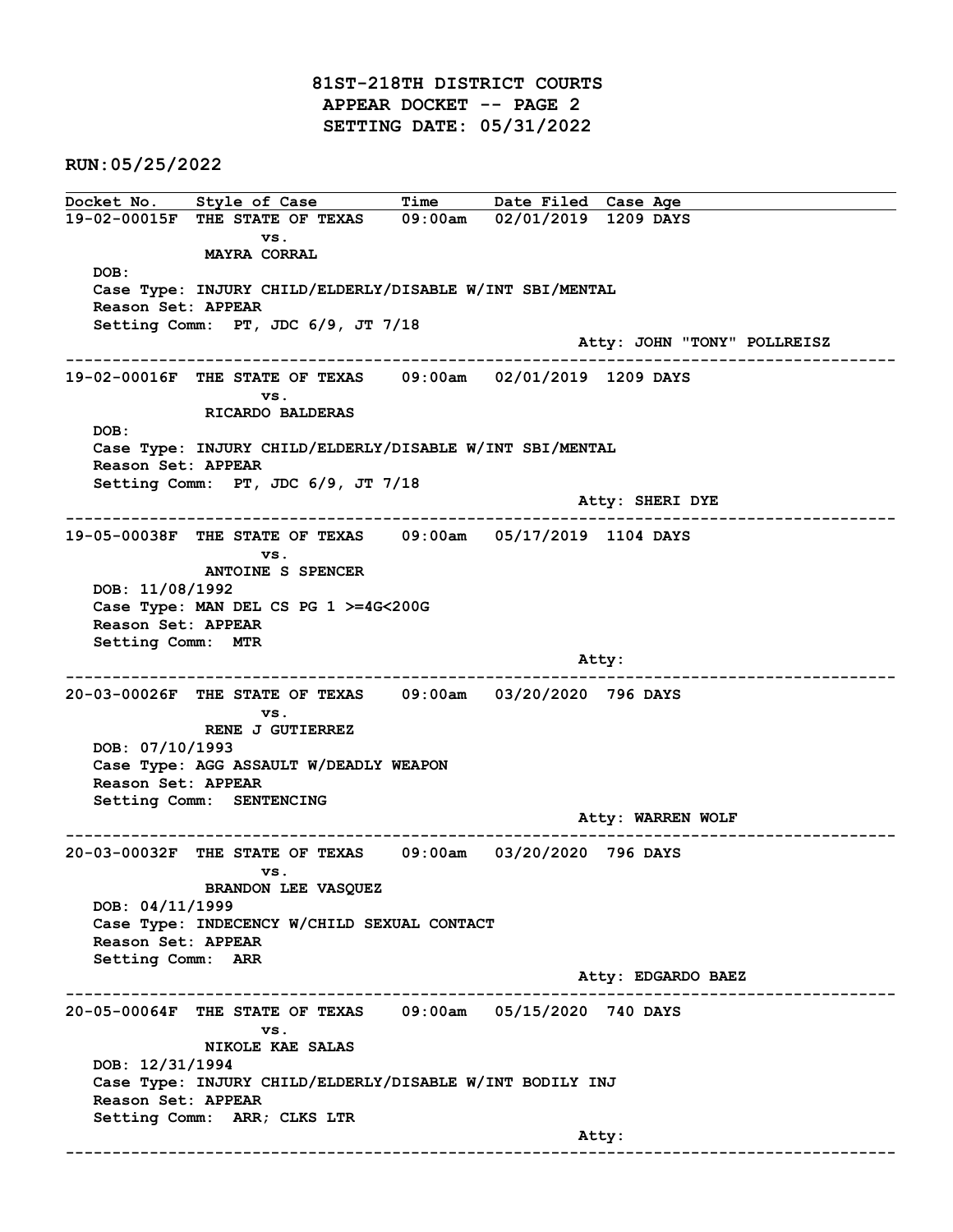# 81ST-218TH DISTRICT COURTS
## APPEAR DOCKET -- PAGE 2
## SETTING DATE: 05/31/2022

**RUN:05/25/2022**

| Docket No. | Style of Case | Time | Date Filed | Case Age |
|---|---|---|---|---|

**19-02-00015F** THE STATE OF TEXAS vs. MAYRA CORRAL — 09:00am — 02/01/2019 — 1209 DAYS

DOB:
Case Type: INJURY CHILD/ELDERLY/DISABLE W/INT SBI/MENTAL
Reason Set: APPEAR
Setting Comm: PT, JDC 6/9, JT 7/18
Atty: JOHN "TONY" POLLREISZ

---

**19-02-00016F** THE STATE OF TEXAS vs. RICARDO BALDERAS — 09:00am — 02/01/2019 — 1209 DAYS

DOB:
Case Type: INJURY CHILD/ELDERLY/DISABLE W/INT SBI/MENTAL
Reason Set: APPEAR
Setting Comm: PT, JDC 6/9, JT 7/18
Atty: SHERI DYE

---

**19-05-00038F** THE STATE OF TEXAS vs. ANTOINE S SPENCER — 09:00am — 05/17/2019 — 1104 DAYS

DOB: 11/08/1992
Case Type: MAN DEL CS PG 1 >=4G<200G
Reason Set: APPEAR
Setting Comm: MTR
Atty:

---

**20-03-00026F** THE STATE OF TEXAS vs. RENE J GUTIERREZ — 09:00am — 03/20/2020 — 796 DAYS

DOB: 07/10/1993
Case Type: AGG ASSAULT W/DEADLY WEAPON
Reason Set: APPEAR
Setting Comm: SENTENCING
Atty: WARREN WOLF

---

**20-03-00032F** THE STATE OF TEXAS vs. BRANDON LEE VASQUEZ — 09:00am — 03/20/2020 — 796 DAYS

DOB: 04/11/1999
Case Type: INDECENCY W/CHILD SEXUAL CONTACT
Reason Set: APPEAR
Setting Comm: ARR
Atty: EDGARDO BAEZ

---

**20-05-00064F** THE STATE OF TEXAS vs. NIKOLE KAE SALAS — 09:00am — 05/15/2020 — 740 DAYS

DOB: 12/31/1994
Case Type: INJURY CHILD/ELDERLY/DISABLE W/INT BODILY INJ
Reason Set: APPEAR
Setting Comm: ARR; CLKS LTR
Atty:

---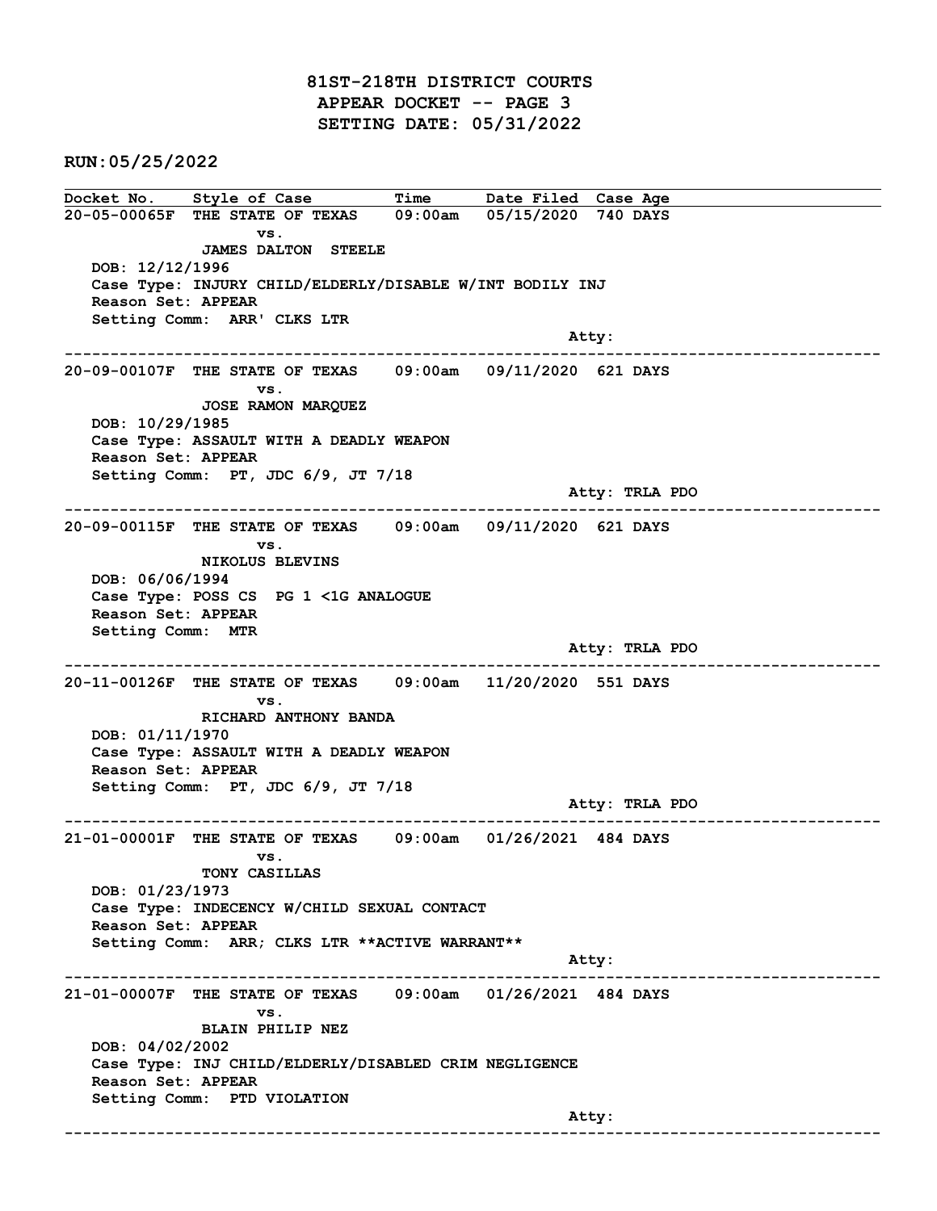# 81ST-218TH DISTRICT COURTS
## APPEAR DOCKET -- PAGE 3
## SETTING DATE: 05/31/2022

**RUN:05/25/2022**

| Docket No. | Style of Case | Time | Date Filed | Case Age |
|---|---|---|---|---|
| 20-05-00065F | THE STATE OF TEXAS vs. JAMES DALTON STEELE | 09:00am | 05/15/2020 | 740 DAYS |

DOB: 12/12/1996
Case Type: INJURY CHILD/ELDERLY/DISABLE W/INT BODILY INJ
Reason Set: APPEAR
Setting Comm: ARR' CLKS LTR
Atty:

---

| Docket No. | Style of Case | Time | Date Filed | Case Age |
|---|---|---|---|---|
| 20-09-00107F | THE STATE OF TEXAS vs. JOSE RAMON MARQUEZ | 09:00am | 09/11/2020 | 621 DAYS |

DOB: 10/29/1985
Case Type: ASSAULT WITH A DEADLY WEAPON
Reason Set: APPEAR
Setting Comm: PT, JDC 6/9, JT 7/18
Atty: TRLA PDO

---

| Docket No. | Style of Case | Time | Date Filed | Case Age |
|---|---|---|---|---|
| 20-09-00115F | THE STATE OF TEXAS vs. NIKOLUS BLEVINS | 09:00am | 09/11/2020 | 621 DAYS |

DOB: 06/06/1994
Case Type: POSS CS PG 1 <1G ANALOGUE
Reason Set: APPEAR
Setting Comm: MTR
Atty: TRLA PDO

---

| Docket No. | Style of Case | Time | Date Filed | Case Age |
|---|---|---|---|---|
| 20-11-00126F | THE STATE OF TEXAS vs. RICHARD ANTHONY BANDA | 09:00am | 11/20/2020 | 551 DAYS |

DOB: 01/11/1970
Case Type: ASSAULT WITH A DEADLY WEAPON
Reason Set: APPEAR
Setting Comm: PT, JDC 6/9, JT 7/18
Atty: TRLA PDO

---

| Docket No. | Style of Case | Time | Date Filed | Case Age |
|---|---|---|---|---|
| 21-01-00001F | THE STATE OF TEXAS vs. TONY CASILLAS | 09:00am | 01/26/2021 | 484 DAYS |

DOB: 01/23/1973
Case Type: INDECENCY W/CHILD SEXUAL CONTACT
Reason Set: APPEAR
Setting Comm: ARR; CLKS LTR **ACTIVE WARRANT**
Atty:

---

| Docket No. | Style of Case | Time | Date Filed | Case Age |
|---|---|---|---|---|
| 21-01-00007F | THE STATE OF TEXAS vs. BLAIN PHILIP NEZ | 09:00am | 01/26/2021 | 484 DAYS |

DOB: 04/02/2002
Case Type: INJ CHILD/ELDERLY/DISABLED CRIM NEGLIGENCE
Reason Set: APPEAR
Setting Comm: PTD VIOLATION
Atty:

---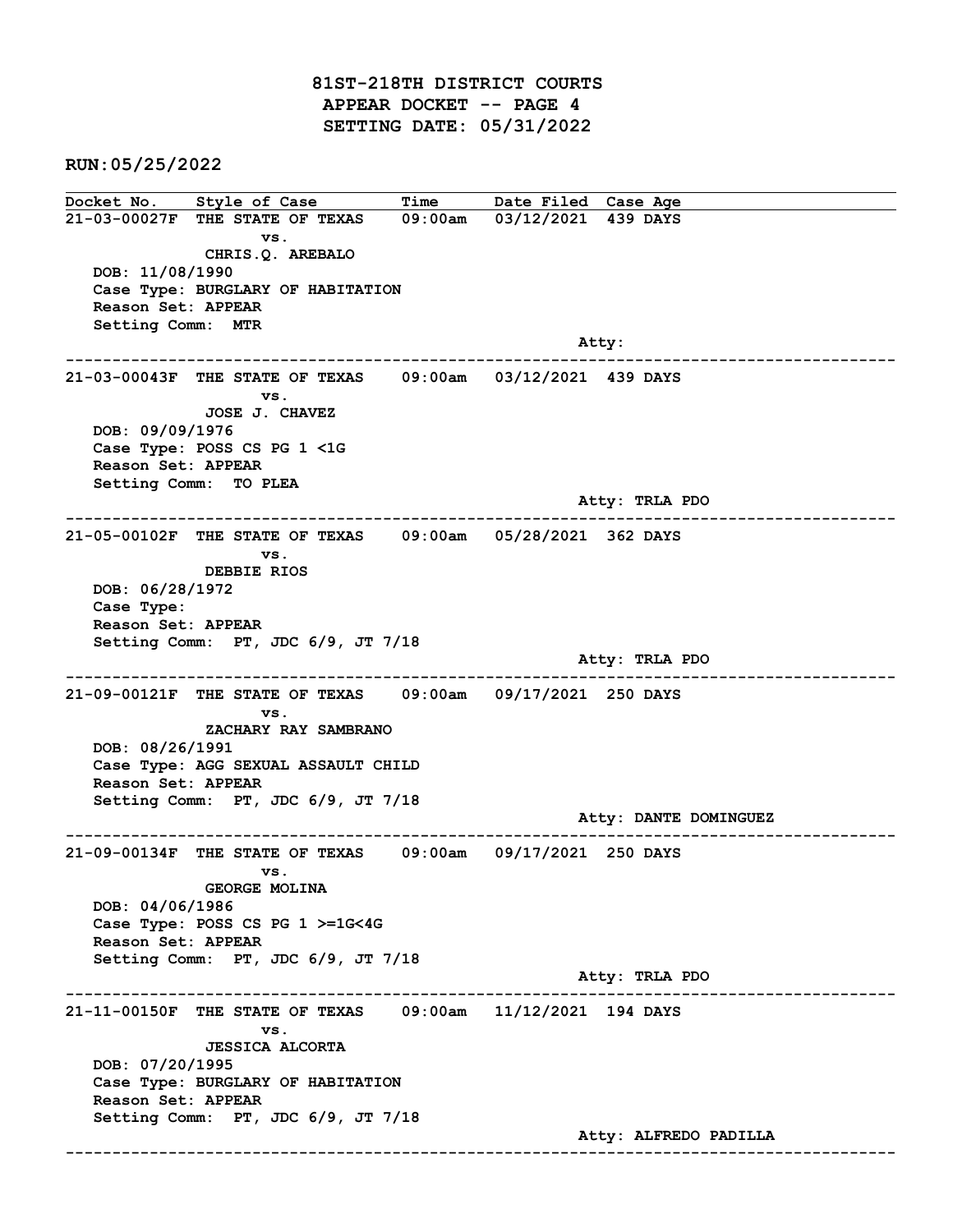# 81ST-218TH DISTRICT COURTS
## APPEAR DOCKET -- PAGE 4
## SETTING DATE: 05/31/2022

**RUN:05/25/2022**

| Docket No. | Style of Case | Time | Date Filed | Case Age |
|---|---|---|---|---|

---

**21-03-00027F** THE STATE OF TEXAS vs. CHRIS.Q. AREBALO — 09:00am — 03/12/2021 — 439 DAYS

DOB: 11/08/1990
Case Type: BURGLARY OF HABITATION
Reason Set: APPEAR
Setting Comm: MTR
Atty:

---

**21-03-00043F** THE STATE OF TEXAS vs. JOSE J. CHAVEZ — 09:00am — 03/12/2021 — 439 DAYS

DOB: 09/09/1976
Case Type: POSS CS PG 1 <1G
Reason Set: APPEAR
Setting Comm: TO PLEA
Atty: TRLA PDO

---

**21-05-00102F** THE STATE OF TEXAS vs. DEBBIE RIOS — 09:00am — 05/28/2021 — 362 DAYS

DOB: 06/28/1972
Case Type:
Reason Set: APPEAR
Setting Comm: PT, JDC 6/9, JT 7/18
Atty: TRLA PDO

---

**21-09-00121F** THE STATE OF TEXAS vs. ZACHARY RAY SAMBRANO — 09:00am — 09/17/2021 — 250 DAYS

DOB: 08/26/1991
Case Type: AGG SEXUAL ASSAULT CHILD
Reason Set: APPEAR
Setting Comm: PT, JDC 6/9, JT 7/18
Atty: DANTE DOMINGUEZ

---

**21-09-00134F** THE STATE OF TEXAS vs. GEORGE MOLINA — 09:00am — 09/17/2021 — 250 DAYS

DOB: 04/06/1986
Case Type: POSS CS PG 1 >=1G<4G
Reason Set: APPEAR
Setting Comm: PT, JDC 6/9, JT 7/18
Atty: TRLA PDO

---

**21-11-00150F** THE STATE OF TEXAS vs. JESSICA ALCORTA — 09:00am — 11/12/2021 — 194 DAYS

DOB: 07/20/1995
Case Type: BURGLARY OF HABITATION
Reason Set: APPEAR
Setting Comm: PT, JDC 6/9, JT 7/18
Atty: ALFREDO PADILLA

---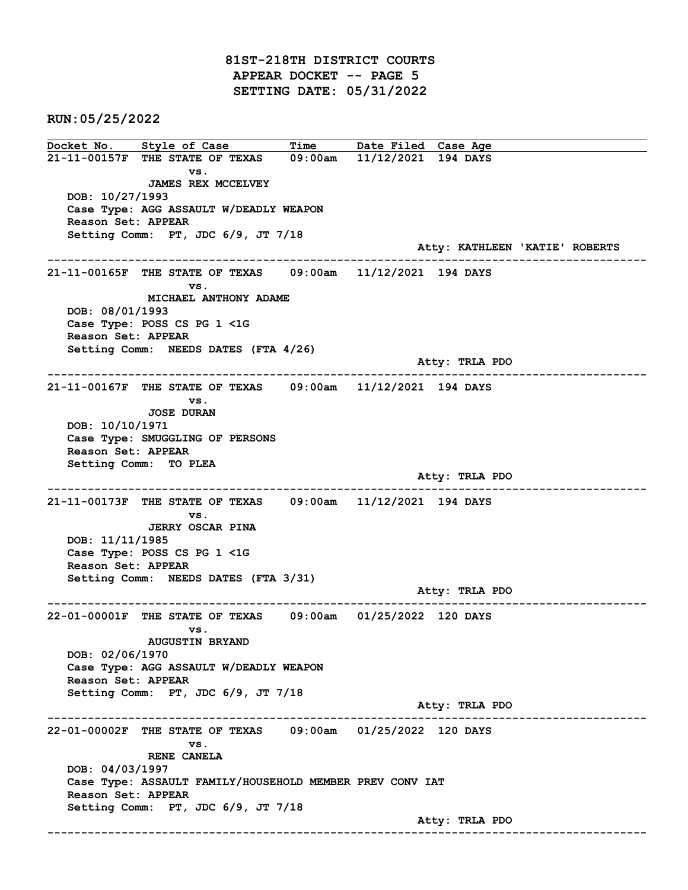# 81ST-218TH DISTRICT COURTS
## APPEAR DOCKET -- PAGE 5
## SETTING DATE: 05/31/2022

**RUN:05/25/2022**

| Docket No. | Style of Case | Time | Date Filed | Case Age |
|---|---|---|---|---|

**21-11-00157F** THE STATE OF TEXAS vs. JAMES REX MCCELVEY — 09:00am — 11/12/2021 — 194 DAYS
DOB: 10/27/1993
Case Type: AGG ASSAULT W/DEADLY WEAPON
Reason Set: APPEAR
Setting Comm: PT, JDC 6/9, JT 7/18
Atty: KATHLEEN 'KATIE' ROBERTS

---

**21-11-00165F** THE STATE OF TEXAS vs. MICHAEL ANTHONY ADAME — 09:00am — 11/12/2021 — 194 DAYS
DOB: 08/01/1993
Case Type: POSS CS PG 1 <1G
Reason Set: APPEAR
Setting Comm: NEEDS DATES (FTA 4/26)
Atty: TRLA PDO

---

**21-11-00167F** THE STATE OF TEXAS vs. JOSE DURAN — 09:00am — 11/12/2021 — 194 DAYS
DOB: 10/10/1971
Case Type: SMUGGLING OF PERSONS
Reason Set: APPEAR
Setting Comm: TO PLEA
Atty: TRLA PDO

---

**21-11-00173F** THE STATE OF TEXAS vs. JERRY OSCAR PINA — 09:00am — 11/12/2021 — 194 DAYS
DOB: 11/11/1985
Case Type: POSS CS PG 1 <1G
Reason Set: APPEAR
Setting Comm: NEEDS DATES (FTA 3/31)
Atty: TRLA PDO

---

**22-01-00001F** THE STATE OF TEXAS vs. AUGUSTIN BRYAND — 09:00am — 01/25/2022 — 120 DAYS
DOB: 02/06/1970
Case Type: AGG ASSAULT W/DEADLY WEAPON
Reason Set: APPEAR
Setting Comm: PT, JDC 6/9, JT 7/18
Atty: TRLA PDO

---

**22-01-00002F** THE STATE OF TEXAS vs. RENE CANELA — 09:00am — 01/25/2022 — 120 DAYS
DOB: 04/03/1997
Case Type: ASSAULT FAMILY/HOUSEHOLD MEMBER PREV CONV IAT
Reason Set: APPEAR
Setting Comm: PT, JDC 6/9, JT 7/18
Atty: TRLA PDO

---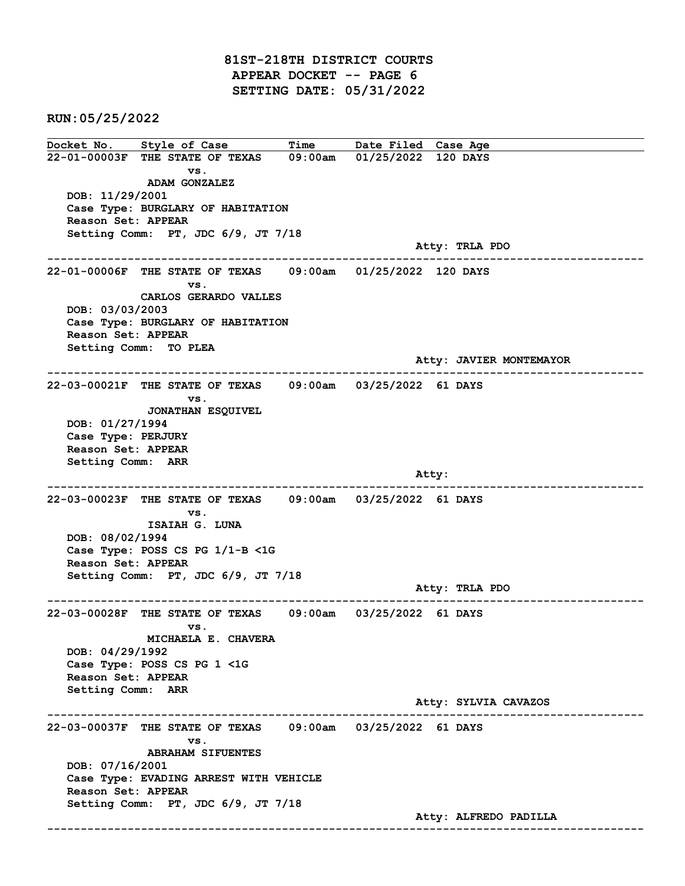# 81ST-218TH DISTRICT COURTS
## APPEAR DOCKET -- PAGE 6
## SETTING DATE: 05/31/2022

**RUN:05/25/2022**

| Docket No. | Style of Case | Time | Date Filed | Case Age |
|---|---|---|---|---|

**22-01-00003F** THE STATE OF TEXAS vs. ADAM GONZALEZ — 09:00am — 01/25/2022 — 120 DAYS
DOB: 11/29/2001
Case Type: BURGLARY OF HABITATION
Reason Set: APPEAR
Setting Comm: PT, JDC 6/9, JT 7/18
Atty: TRLA PDO

---

**22-01-00006F** THE STATE OF TEXAS vs. CARLOS GERARDO VALLES — 09:00am — 01/25/2022 — 120 DAYS
DOB: 03/03/2003
Case Type: BURGLARY OF HABITATION
Reason Set: APPEAR
Setting Comm: TO PLEA
Atty: JAVIER MONTEMAYOR

---

**22-03-00021F** THE STATE OF TEXAS vs. JONATHAN ESQUIVEL — 09:00am — 03/25/2022 — 61 DAYS
DOB: 01/27/1994
Case Type: PERJURY
Reason Set: APPEAR
Setting Comm: ARR
Atty:

---

**22-03-00023F** THE STATE OF TEXAS vs. ISAIAH G. LUNA — 09:00am — 03/25/2022 — 61 DAYS
DOB: 08/02/1994
Case Type: POSS CS PG 1/1-B <1G
Reason Set: APPEAR
Setting Comm: PT, JDC 6/9, JT 7/18
Atty: TRLA PDO

---

**22-03-00028F** THE STATE OF TEXAS vs. MICHAELA E. CHAVERA — 09:00am — 03/25/2022 — 61 DAYS
DOB: 04/29/1992
Case Type: POSS CS PG 1 <1G
Reason Set: APPEAR
Setting Comm: ARR
Atty: SYLVIA CAVAZOS

---

**22-03-00037F** THE STATE OF TEXAS vs. ABRAHAM SIFUENTES — 09:00am — 03/25/2022 — 61 DAYS
DOB: 07/16/2001
Case Type: EVADING ARREST WITH VEHICLE
Reason Set: APPEAR
Setting Comm: PT, JDC 6/9, JT 7/18
Atty: ALFREDO PADILLA

---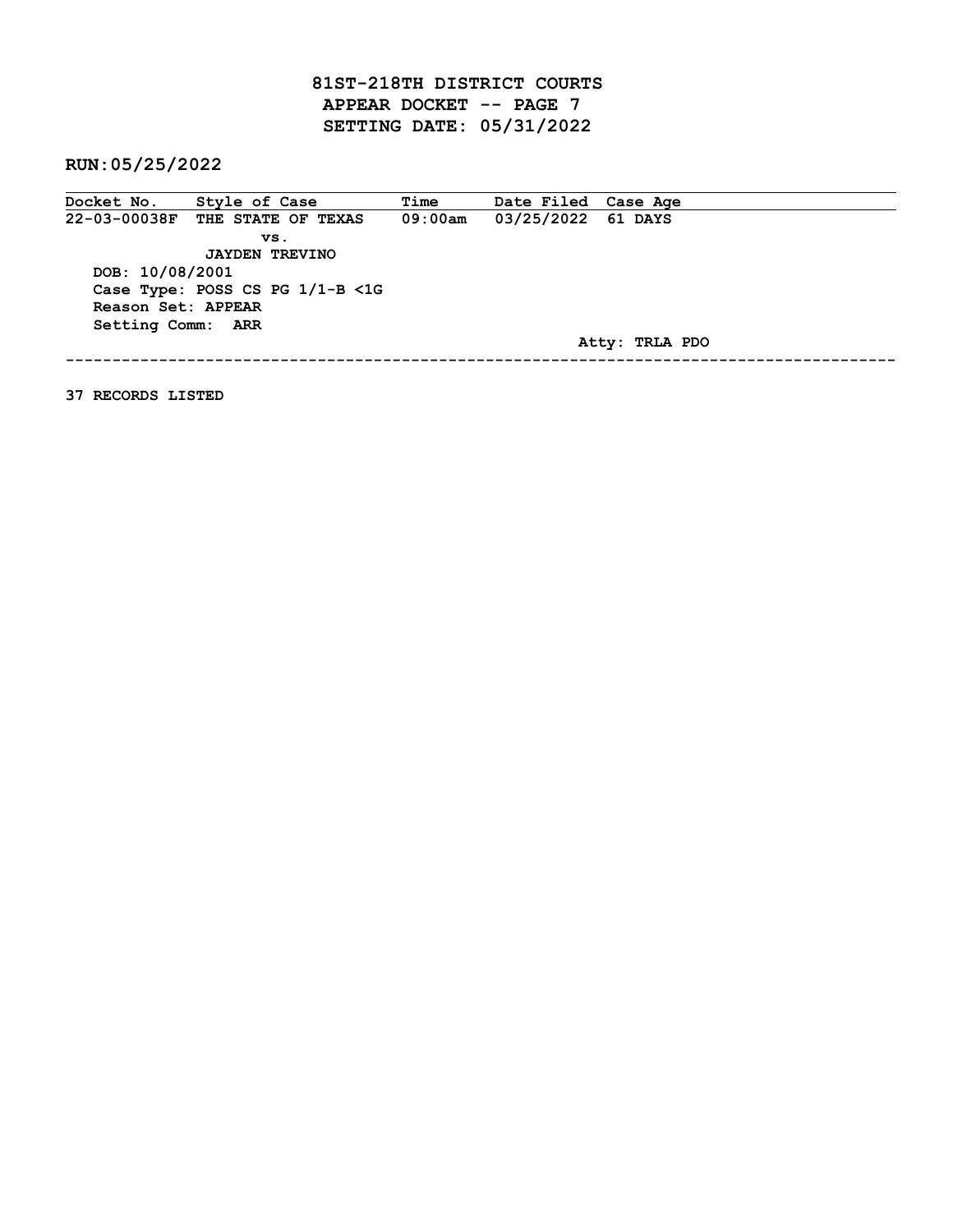**81ST-218TH DISTRICT COURTS**
**APPEAR DOCKET -- PAGE 7**
**SETTING DATE: 05/31/2022**

**RUN:05/25/2022**

| Docket No. | Style of Case | Time | Date Filed | Case Age |
|---|---|---|---|---|
| 22-03-00038F | THE STATE OF TEXAS vs. JAYDEN TREVINO | 09:00am | 03/25/2022 | 61 DAYS |

DOB: 10/08/2001
Case Type: POSS CS PG 1/1-B <1G
Reason Set: APPEAR
Setting Comm: ARR

Atty: TRLA PDO

---

37 RECORDS LISTED